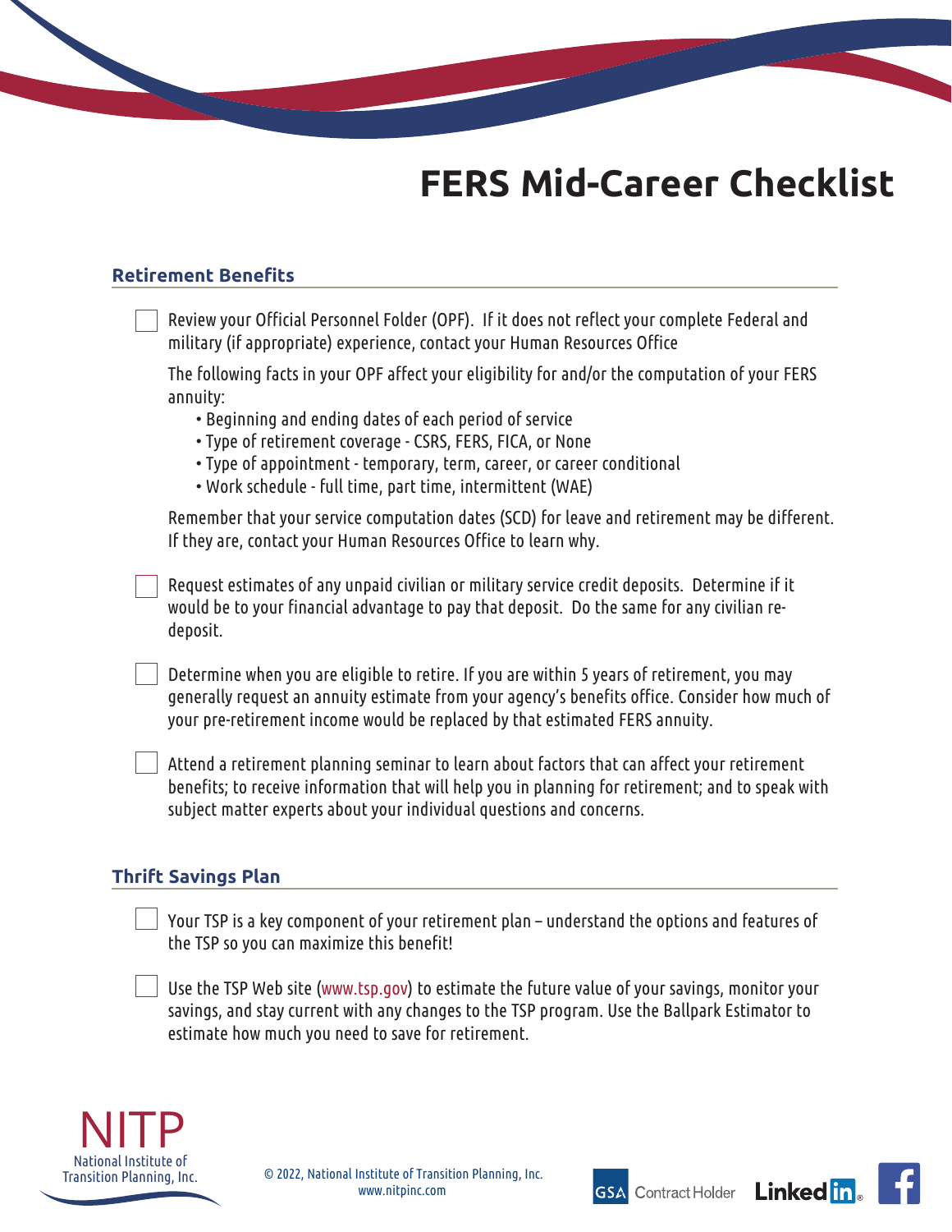# FERS Mid-Career Checklist

## Retirement Benefits

- [ ] Review your Official Personnel Folder (OPF). If it does not reflect your complete Federal and military (if appropriate) experience, contact your Human Resources Office

  The following facts in your OPF affect your eligibility for and/or the computation of your FERS annuity:
  - Beginning and ending dates of each period of service
  - Type of retirement coverage - CSRS, FERS, FICA, or None
  - Type of appointment - temporary, term, career, or career conditional
  - Work schedule - full time, part time, intermittent (WAE)

  Remember that your service computation dates (SCD) for leave and retirement may be different. If they are, contact your Human Resources Office to learn why.

- [ ] Request estimates of any unpaid civilian or military service credit deposits. Determine if it would be to your financial advantage to pay that deposit. Do the same for any civilian re-deposit.

- [ ] Determine when you are eligible to retire. If you are within 5 years of retirement, you may generally request an annuity estimate from your agency's benefits office. Consider how much of your pre-retirement income would be replaced by that estimated FERS annuity.

- [ ] Attend a retirement planning seminar to learn about factors that can affect your retirement benefits; to receive information that will help you in planning for retirement; and to speak with subject matter experts about your individual questions and concerns.

## Thrift Savings Plan

- [ ] Your TSP is a key component of your retirement plan – understand the options and features of the TSP so you can maximize this benefit!

- [ ] Use the TSP Web site (www.tsp.gov) to estimate the future value of your savings, monitor your savings, and stay current with any changes to the TSP program. Use the Ballpark Estimator to estimate how much you need to save for retirement.

NITP National Institute of Transition Planning, Inc.

© 2022, National Institute of Transition Planning, Inc.
www.nitpinc.com

GSA Contract Holder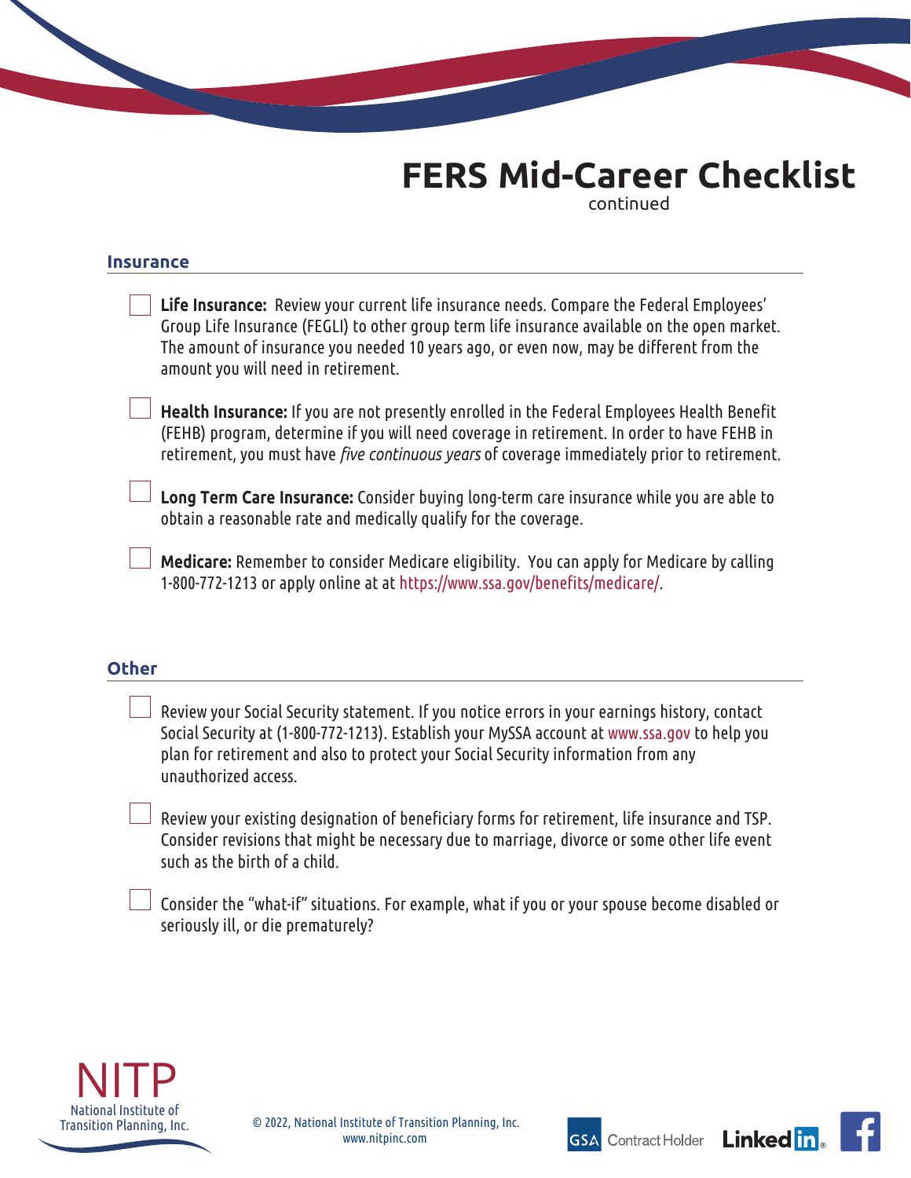# FERS Mid-Career Checklist

continued

## Insurance

- [ ] **Life Insurance:** Review your current life insurance needs. Compare the Federal Employees' Group Life Insurance (FEGLI) to other group term life insurance available on the open market. The amount of insurance you needed 10 years ago, or even now, may be different from the amount you will need in retirement.
- [ ] **Health Insurance:** If you are not presently enrolled in the Federal Employees Health Benefit (FEHB) program, determine if you will need coverage in retirement. In order to have FEHB in retirement, you must have *five continuous years* of coverage immediately prior to retirement.
- [ ] **Long Term Care Insurance:** Consider buying long-term care insurance while you are able to obtain a reasonable rate and medically qualify for the coverage.
- [ ] **Medicare:** Remember to consider Medicare eligibility. You can apply for Medicare by calling 1-800-772-1213 or apply online at at https://www.ssa.gov/benefits/medicare/.

## Other

- [ ] Review your Social Security statement. If you notice errors in your earnings history, contact Social Security at (1-800-772-1213). Establish your MySSA account at www.ssa.gov to help you plan for retirement and also to protect your Social Security information from any unauthorized access.
- [ ] Review your existing designation of beneficiary forms for retirement, life insurance and TSP. Consider revisions that might be necessary due to marriage, divorce or some other life event such as the birth of a child.
- [ ] Consider the "what-if" situations. For example, what if you or your spouse become disabled or seriously ill, or die prematurely?

NITP
National Institute of Transition Planning, Inc.

© 2022, National Institute of Transition Planning, Inc.
www.nitpinc.com

GSA Contract Holder